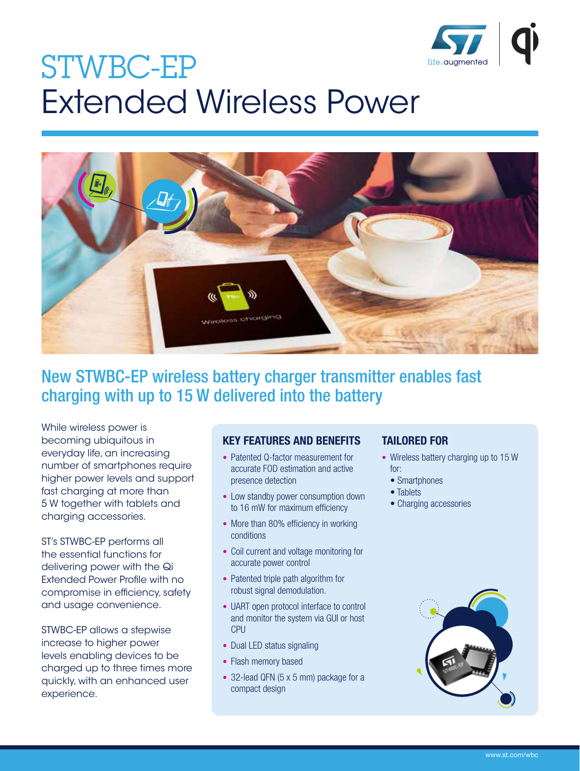# STWBC-EP
# Extended Wireless Power

## New STWBC-EP wireless battery charger transmitter enables fast charging with up to 15 W delivered into the battery

While wireless power is becoming ubiquitous in everyday life, an increasing number of smartphones require higher power levels and support fast charging at more than 5 W together with tablets and charging accessories.

ST's STWBC-EP performs all the essential functions for delivering power with the Qi Extended Power Profile with no compromise in efficiency, safety and usage convenience.

STWBC-EP allows a stepwise increase to higher power levels enabling devices to be charged up to three times more quickly, with an enhanced user experience.

### KEY FEATURES AND BENEFITS

- Patented Q-factor measurement for accurate FOD estimation and active presence detection
- Low standby power consumption down to 16 mW for maximum efficiency
- More than 80% efficiency in working conditions
- Coil current and voltage monitoring for accurate power control
- Patented triple path algorithm for robust signal demodulation.
- UART open protocol interface to control and monitor the system via GUI or host CPU
- Dual LED status signaling
- Flash memory based
- 32-lead QFN (5 x 5 mm) package for a compact design

### TAILORED FOR

- Wireless battery charging up to 15 W for:
  - Smartphones
  - Tablets
  - Charging accessories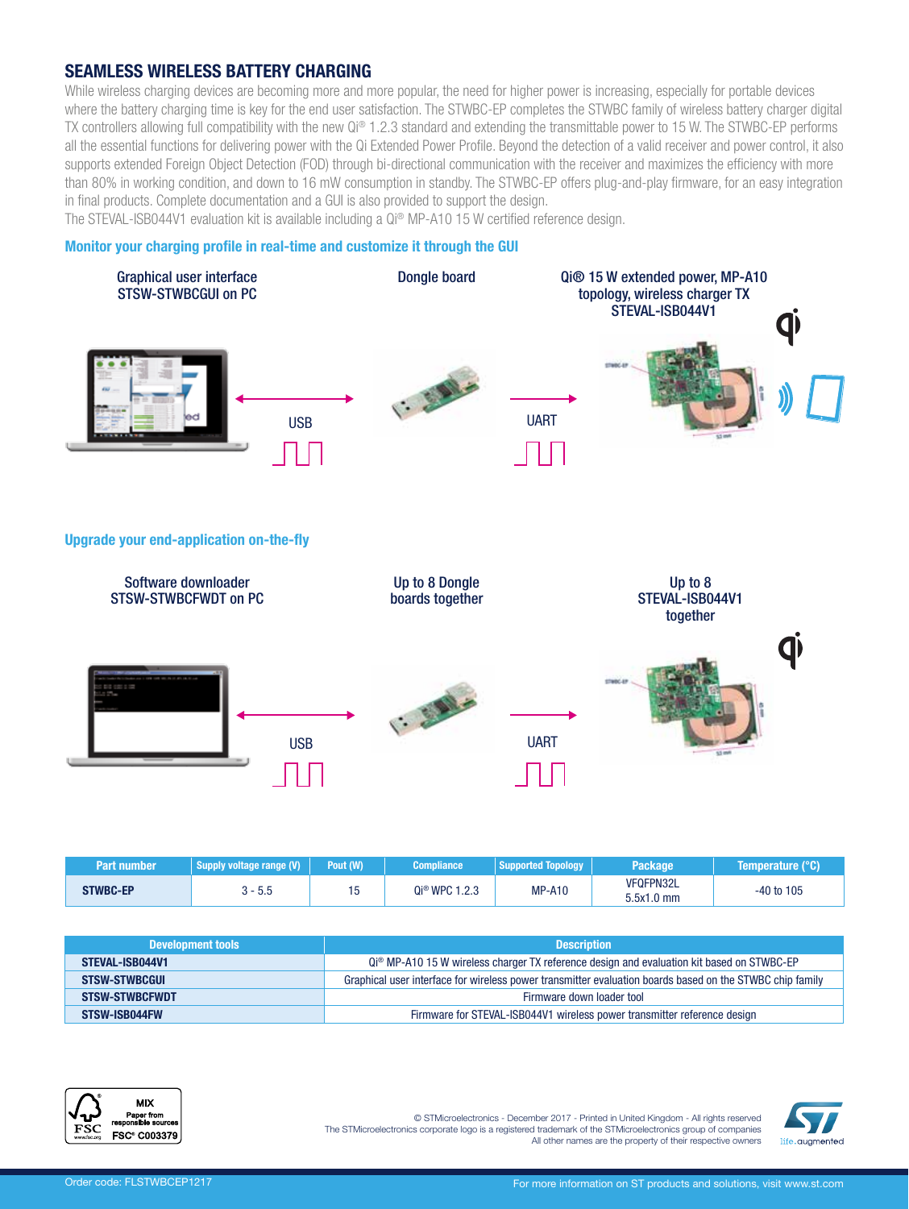## SEAMLESS WIRELESS BATTERY CHARGING

While wireless charging devices are becoming more and more popular, the need for higher power is increasing, especially for portable devices where the battery charging time is key for the end user satisfaction. The STWBC-EP completes the STWBC family of wireless battery charger digital TX controllers allowing full compatibility with the new Qi® 1.2.3 standard and extending the transmittable power to 15 W. The STWBC-EP performs all the essential functions for delivering power with the Qi Extended Power Profile. Beyond the detection of a valid receiver and power control, it also supports extended Foreign Object Detection (FOD) through bi-directional communication with the receiver and maximizes the efficiency with more than 80% in working condition, and down to 16 mW consumption in standby. The STWBC-EP offers plug-and-play firmware, for an easy integration in final products. Complete documentation and a GUI is also provided to support the design.

The STEVAL-ISB044V1 evaluation kit is available including a Qi® MP-A10 15 W certified reference design.

### Monitor your charging profile in real-time and customize it through the GUI

Graphical user interface STSW-STWBCGUI on PC

USB

Dongle board

UART

Qi® 15 W extended power, MP-A10 topology, wireless charger TX STEVAL-ISB044V1

### Upgrade your end-application on-the-fly

Software downloader STSW-STWBCFWDT on PC

USB

Up to 8 Dongle boards together

UART

Up to 8 STEVAL-ISB044V1 together

| Part number | Supply voltage range (V) | Pout (W) | Compliance | Supported Topology | Package | Temperature (°C) |
|---|---|---|---|---|---|---|
| STWBC-EP | 3 - 5.5 | 15 | Qi® WPC 1.2.3 | MP-A10 | VFQFPN32L 5.5x1.0 mm | -40 to 105 |

| Development tools | Description |
|---|---|
| STEVAL-ISB044V1 | Qi® MP-A10 15 W wireless charger TX reference design and evaluation kit based on STWBC-EP |
| STSW-STWBCGUI | Graphical user interface for wireless power transmitter evaluation boards based on the STWBC chip family |
| STSW-STWBCFWDT | Firmware down loader tool |
| STSW-ISB044FW | Firmware for STEVAL-ISB044V1 wireless power transmitter reference design |

MIX Paper from responsible sources FSC® C003379

© STMicroelectronics - December 2017 - Printed in United Kingdom - All rights reserved
The STMicroelectronics corporate logo is a registered trademark of the STMicroelectronics group of companies
All other names are the property of their respective owners

life.augmented

Order code: FLSTWBCEP1217

For more information on ST products and solutions, visit www.st.com